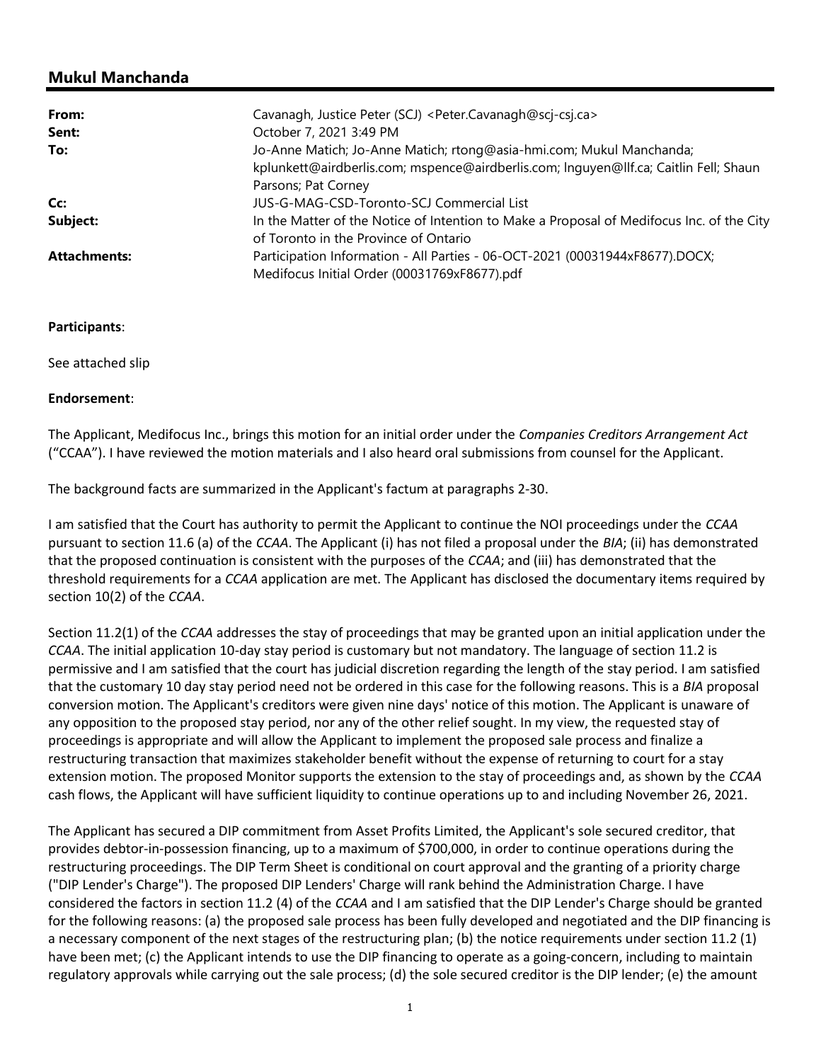## Mukul Manchanda

| | |
|---|---|
| **From:** | Cavanagh, Justice Peter (SCJ) <Peter.Cavanagh@scj-csj.ca> |
| **Sent:** | October 7, 2021 3:49 PM |
| **To:** | Jo-Anne Matich; Jo-Anne Matich; rtong@asia-hmi.com; Mukul Manchanda; kplunkett@airdberlis.com; mspence@airdberlis.com; lnguyen@llf.ca; Caitlin Fell; Shaun Parsons; Pat Corney |
| **Cc:** | JUS-G-MAG-CSD-Toronto-SCJ Commercial List |
| **Subject:** | In the Matter of the Notice of Intention to Make a Proposal of Medifocus Inc. of the City of Toronto in the Province of Ontario |
| **Attachments:** | Participation Information - All Parties - 06-OCT-2021 (00031944xF8677).DOCX; Medifocus Initial Order (00031769xF8677).pdf |

**Participants**:

See attached slip

**Endorsement**:

The Applicant, Medifocus Inc., brings this motion for an initial order under the *Companies Creditors Arrangement Act* ("CCAA"). I have reviewed the motion materials and I also heard oral submissions from counsel for the Applicant.

The background facts are summarized in the Applicant's factum at paragraphs 2-30.

I am satisfied that the Court has authority to permit the Applicant to continue the NOI proceedings under the *CCAA* pursuant to section 11.6 (a) of the *CCAA*. The Applicant (i) has not filed a proposal under the *BIA*; (ii) has demonstrated that the proposed continuation is consistent with the purposes of the *CCAA*; and (iii) has demonstrated that the threshold requirements for a *CCAA* application are met. The Applicant has disclosed the documentary items required by section 10(2) of the *CCAA*.

Section 11.2(1) of the *CCAA* addresses the stay of proceedings that may be granted upon an initial application under the *CCAA*. The initial application 10-day stay period is customary but not mandatory. The language of section 11.2 is permissive and I am satisfied that the court has judicial discretion regarding the length of the stay period. I am satisfied that the customary 10 day stay period need not be ordered in this case for the following reasons. This is a *BIA* proposal conversion motion. The Applicant's creditors were given nine days' notice of this motion. The Applicant is unaware of any opposition to the proposed stay period, nor any of the other relief sought. In my view, the requested stay of proceedings is appropriate and will allow the Applicant to implement the proposed sale process and finalize a restructuring transaction that maximizes stakeholder benefit without the expense of returning to court for a stay extension motion. The proposed Monitor supports the extension to the stay of proceedings and, as shown by the *CCAA* cash flows, the Applicant will have sufficient liquidity to continue operations up to and including November 26, 2021.

The Applicant has secured a DIP commitment from Asset Profits Limited, the Applicant's sole secured creditor, that provides debtor-in-possession financing, up to a maximum of $700,000, in order to continue operations during the restructuring proceedings. The DIP Term Sheet is conditional on court approval and the granting of a priority charge ("DIP Lender's Charge"). The proposed DIP Lenders' Charge will rank behind the Administration Charge. I have considered the factors in section 11.2 (4) of the *CCAA* and I am satisfied that the DIP Lender's Charge should be granted for the following reasons: (a) the proposed sale process has been fully developed and negotiated and the DIP financing is a necessary component of the next stages of the restructuring plan; (b) the notice requirements under section 11.2 (1) have been met; (c) the Applicant intends to use the DIP financing to operate as a going-concern, including to maintain regulatory approvals while carrying out the sale process; (d) the sole secured creditor is the DIP lender; (e) the amount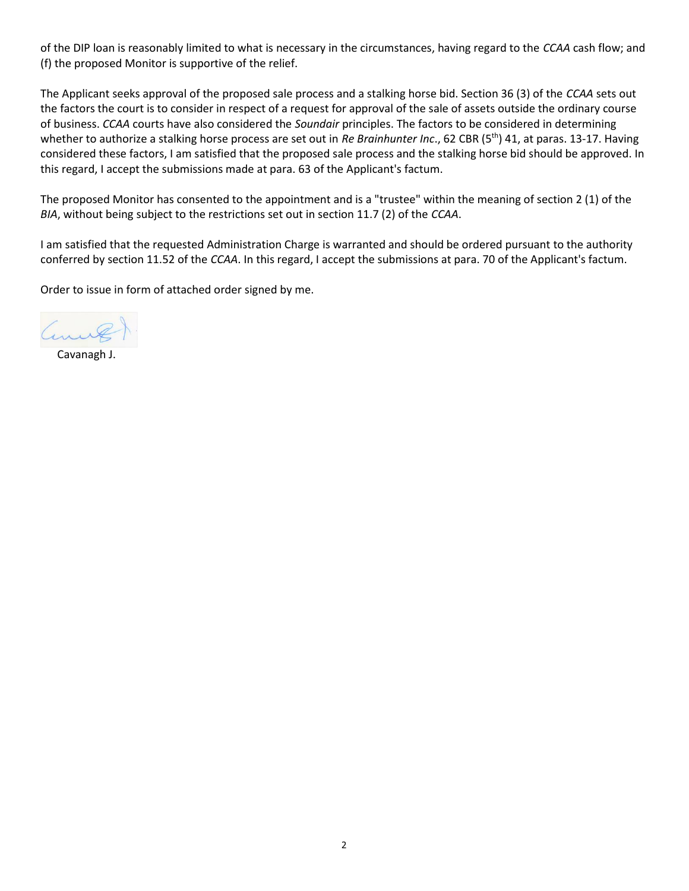of the DIP loan is reasonably limited to what is necessary in the circumstances, having regard to the *CCAA* cash flow; and (f) the proposed Monitor is supportive of the relief.

The Applicant seeks approval of the proposed sale process and a stalking horse bid. Section 36 (3) of the *CCAA* sets out the factors the court is to consider in respect of a request for approval of the sale of assets outside the ordinary course of business. *CCAA* courts have also considered the *Soundair* principles. The factors to be considered in determining whether to authorize a stalking horse process are set out in *Re Brainhunter Inc*., 62 CBR (5th) 41, at paras. 13-17. Having considered these factors, I am satisfied that the proposed sale process and the stalking horse bid should be approved. In this regard, I accept the submissions made at para. 63 of the Applicant's factum.

The proposed Monitor has consented to the appointment and is a "trustee" within the meaning of section 2 (1) of the *BIA*, without being subject to the restrictions set out in section 11.7 (2) of the *CCAA*.

I am satisfied that the requested Administration Charge is warranted and should be ordered pursuant to the authority conferred by section 11.52 of the *CCAA*. In this regard, I accept the submissions at para. 70 of the Applicant's factum.

Order to issue in form of attached order signed by me.

Cavanagh J.